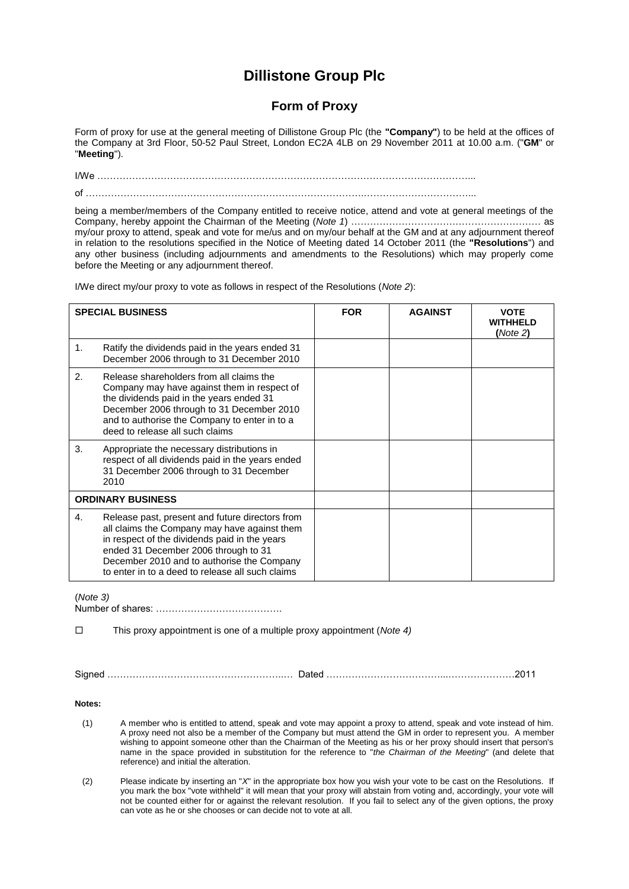# Dillistone Group Plc

## Form of Proxy

Form of proxy for use at the general meeting of Dillistone Group Plc (the **"Company"**) to be held at the offices of the Company at 3rd Floor, 50-52 Paul Street, London EC2A 4LB on 29 November 2011 at 10.00 a.m. ("**GM**" or "**Meeting**").

I/We …………………………………………………………………………………………………………...

of ……………………………………………………………………………….……………………………...

being a member/members of the Company entitled to receive notice, attend and vote at general meetings of the Company, hereby appoint the Chairman of the Meeting (*Note 1*) …………………………………………………… as my/our proxy to attend, speak and vote for me/us and on my/our behalf at the GM and at any adjournment thereof in relation to the resolutions specified in the Notice of Meeting dated 14 October 2011 (the **"Resolutions**") and any other business (including adjournments and amendments to the Resolutions) which may properly come before the Meeting or any adjournment thereof.

I/We direct my/our proxy to vote as follows in respect of the Resolutions (*Note 2*):

| | SPECIAL BUSINESS | FOR | AGAINST | VOTE WITHHELD (*Note 2*) |
|---|---|---|---|---|
| 1. | Ratify the dividends paid in the years ended 31 December 2006 through to 31 December 2010 | | | |
| 2. | Release shareholders from all claims the Company may have against them in respect of the dividends paid in the years ended 31 December 2006 through to 31 December 2010 and to authorise the Company to enter in to a deed to release all such claims | | | |
| 3. | Appropriate the necessary distributions in respect of all dividends paid in the years ended 31 December 2006 through to 31 December 2010 | | | |
| | **ORDINARY BUSINESS** | | | |
| 4. | Release past, present and future directors from all claims the Company may have against them in respect of the dividends paid in the years ended 31 December 2006 through to 31 December 2010 and to authorise the Company to enter in to a deed to release all such claims | | | |

(*Note 3)*
Number of shares: ………………………………….

☐ This proxy appointment is one of a multiple proxy appointment (*Note 4)*

Signed …………………………………………………..… Dated ………………………………..…………………2011

**Notes:**

(1) A member who is entitled to attend, speak and vote may appoint a proxy to attend, speak and vote instead of him. A proxy need not also be a member of the Company but must attend the GM in order to represent you. A member wishing to appoint someone other than the Chairman of the Meeting as his or her proxy should insert that person's name in the space provided in substitution for the reference to "*the Chairman of the Meeting*" (and delete that reference) and initial the alteration.

(2) Please indicate by inserting an "*X*" in the appropriate box how you wish your vote to be cast on the Resolutions. If you mark the box "vote withheld" it will mean that your proxy will abstain from voting and, accordingly, your vote will not be counted either for or against the relevant resolution. If you fail to select any of the given options, the proxy can vote as he or she chooses or can decide not to vote at all.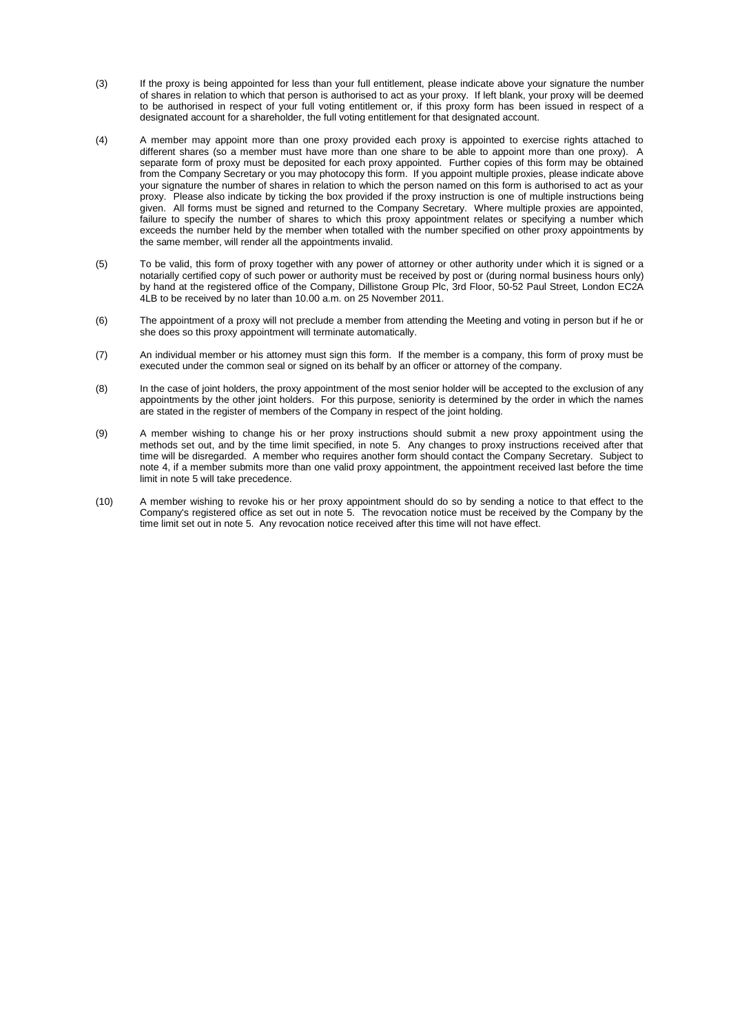(3) If the proxy is being appointed for less than your full entitlement, please indicate above your signature the number of shares in relation to which that person is authorised to act as your proxy. If left blank, your proxy will be deemed to be authorised in respect of your full voting entitlement or, if this proxy form has been issued in respect of a designated account for a shareholder, the full voting entitlement for that designated account.

(4) A member may appoint more than one proxy provided each proxy is appointed to exercise rights attached to different shares (so a member must have more than one share to be able to appoint more than one proxy). A separate form of proxy must be deposited for each proxy appointed. Further copies of this form may be obtained from the Company Secretary or you may photocopy this form. If you appoint multiple proxies, please indicate above your signature the number of shares in relation to which the person named on this form is authorised to act as your proxy. Please also indicate by ticking the box provided if the proxy instruction is one of multiple instructions being given. All forms must be signed and returned to the Company Secretary. Where multiple proxies are appointed, failure to specify the number of shares to which this proxy appointment relates or specifying a number which exceeds the number held by the member when totalled with the number specified on other proxy appointments by the same member, will render all the appointments invalid.

(5) To be valid, this form of proxy together with any power of attorney or other authority under which it is signed or a notarially certified copy of such power or authority must be received by post or (during normal business hours only) by hand at the registered office of the Company, Dillistone Group Plc, 3rd Floor, 50-52 Paul Street, London EC2A 4LB to be received by no later than 10.00 a.m. on 25 November 2011.

(6) The appointment of a proxy will not preclude a member from attending the Meeting and voting in person but if he or she does so this proxy appointment will terminate automatically.

(7) An individual member or his attorney must sign this form. If the member is a company, this form of proxy must be executed under the common seal or signed on its behalf by an officer or attorney of the company.

(8) In the case of joint holders, the proxy appointment of the most senior holder will be accepted to the exclusion of any appointments by the other joint holders. For this purpose, seniority is determined by the order in which the names are stated in the register of members of the Company in respect of the joint holding.

(9) A member wishing to change his or her proxy instructions should submit a new proxy appointment using the methods set out, and by the time limit specified, in note 5. Any changes to proxy instructions received after that time will be disregarded. A member who requires another form should contact the Company Secretary. Subject to note 4, if a member submits more than one valid proxy appointment, the appointment received last before the time limit in note 5 will take precedence.

(10) A member wishing to revoke his or her proxy appointment should do so by sending a notice to that effect to the Company's registered office as set out in note 5. The revocation notice must be received by the Company by the time limit set out in note 5. Any revocation notice received after this time will not have effect.